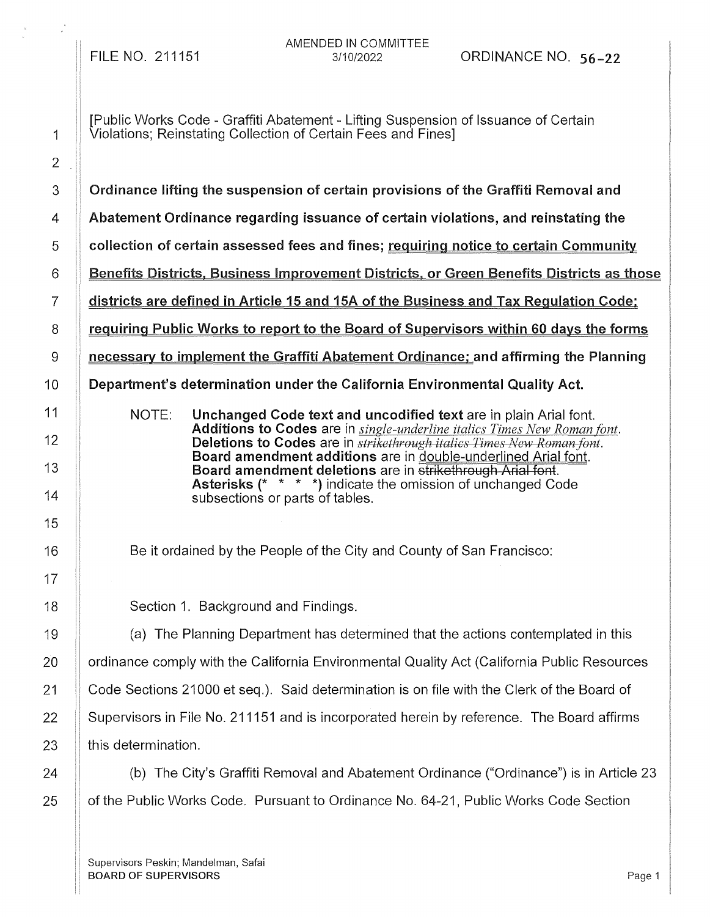FILE NO. 211151 AMENDED IN COMMITTEE 3/10/2022 ORDINANCE NO. 56-22

[Public Works Code - Graffiti Abatement - Lifting Suspension of Issuance of Certain Violations; Reinstating Collection of Certain Fees and Fines]

**Ordinance lifting the suspension of certain provisions of the Graffiti Removal and Abatement Ordinance regarding issuance of certain violations, and reinstating the collection of certain assessed fees and fines; requiring notice to certain Community Benefits Districts, Business Improvement Districts, or Green Benefits Districts as those districts are defined in Article 15 and 15A of the Business and Tax Regulation Code; requiring Public Works to report to the Board of Supervisors within 60 days the forms necessary to implement the Graffiti Abatement Ordinance; and affirming the Planning Department's determination under the California Environmental Quality Act.**

NOTE: **Unchanged Code text and uncodified text** are in plain Arial font. **Additions to Codes** are in *single-underline italics Times New Roman font*. **Deletions to Codes** are in ~~*strikethrough italics Times New Roman font*~~. **Board amendment additions** are in double-underlined Arial font. **Board amendment deletions** are in ~~strikethrough Arial font~~. **Asterisks (* * * *)** indicate the omission of unchanged Code subsections or parts of tables.

Be it ordained by the People of the City and County of San Francisco:

Section 1. Background and Findings.

(a) The Planning Department has determined that the actions contemplated in this ordinance comply with the California Environmental Quality Act (California Public Resources Code Sections 21000 et seq.). Said determination is on file with the Clerk of the Board of Supervisors in File No. 211151 and is incorporated herein by reference. The Board affirms this determination.

(b) The City's Graffiti Removal and Abatement Ordinance ("Ordinance") is in Article 23 of the Public Works Code. Pursuant to Ordinance No. 64-21, Public Works Code Section

Supervisors Peskin; Mandelman, Safai
BOARD OF SUPERVISORS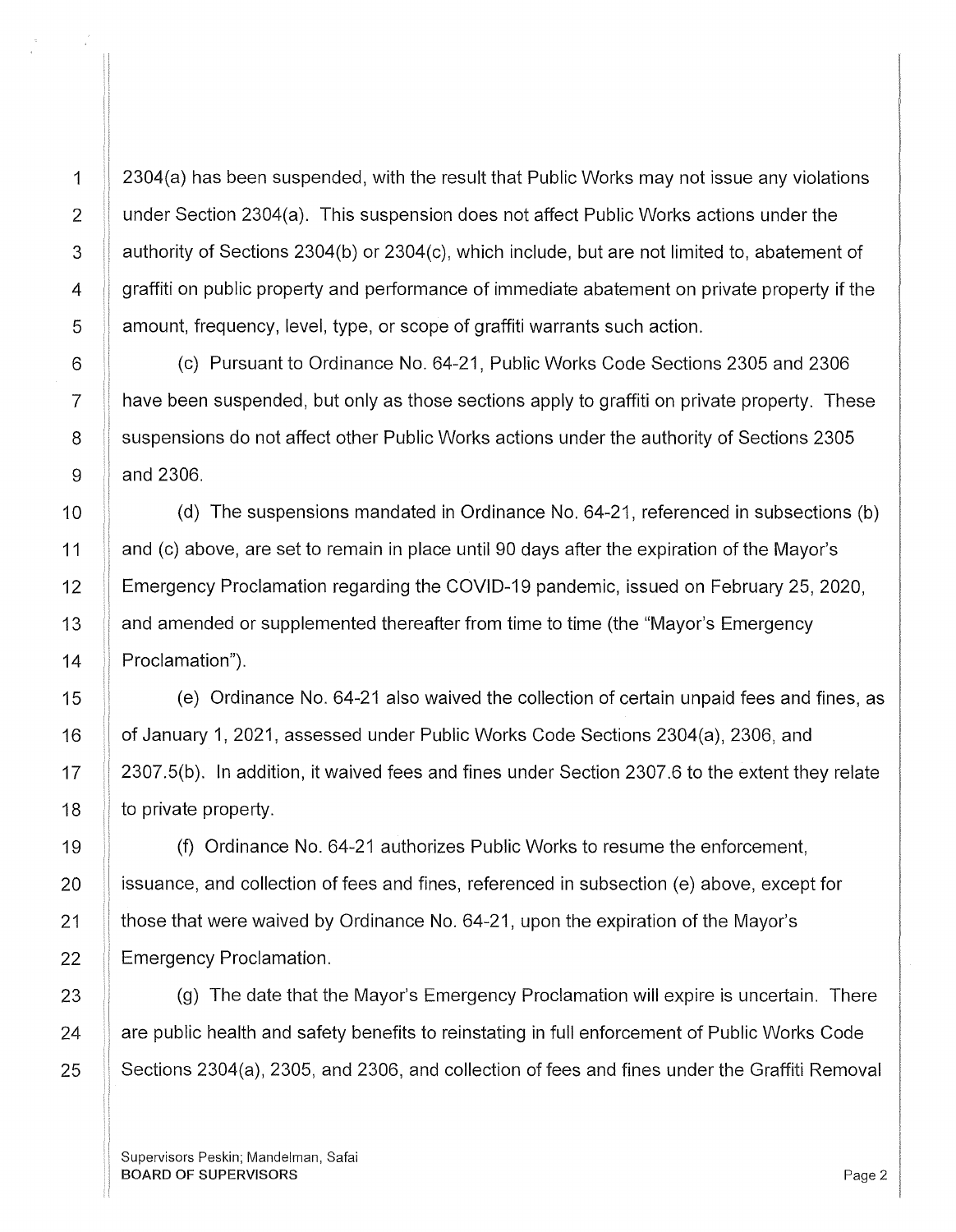2304(a) has been suspended, with the result that Public Works may not issue any violations under Section 2304(a). This suspension does not affect Public Works actions under the authority of Sections 2304(b) or 2304(c), which include, but are not limited to, abatement of graffiti on public property and performance of immediate abatement on private property if the amount, frequency, level, type, or scope of graffiti warrants such action.

(c) Pursuant to Ordinance No. 64-21, Public Works Code Sections 2305 and 2306 have been suspended, but only as those sections apply to graffiti on private property. These suspensions do not affect other Public Works actions under the authority of Sections 2305 and 2306.

(d) The suspensions mandated in Ordinance No. 64-21, referenced in subsections (b) and (c) above, are set to remain in place until 90 days after the expiration of the Mayor's Emergency Proclamation regarding the COVID-19 pandemic, issued on February 25, 2020, and amended or supplemented thereafter from time to time (the "Mayor's Emergency Proclamation").

(e) Ordinance No. 64-21 also waived the collection of certain unpaid fees and fines, as of January 1, 2021, assessed under Public Works Code Sections 2304(a), 2306, and 2307.5(b). In addition, it waived fees and fines under Section 2307.6 to the extent they relate to private property.

(f) Ordinance No. 64-21 authorizes Public Works to resume the enforcement, issuance, and collection of fees and fines, referenced in subsection (e) above, except for those that were waived by Ordinance No. 64-21, upon the expiration of the Mayor's Emergency Proclamation.

(g) The date that the Mayor's Emergency Proclamation will expire is uncertain. There are public health and safety benefits to reinstating in full enforcement of Public Works Code Sections 2304(a), 2305, and 2306, and collection of fees and fines under the Graffiti Removal

Supervisors Peskin; Mandelman, Safai
**BOARD OF SUPERVISORS**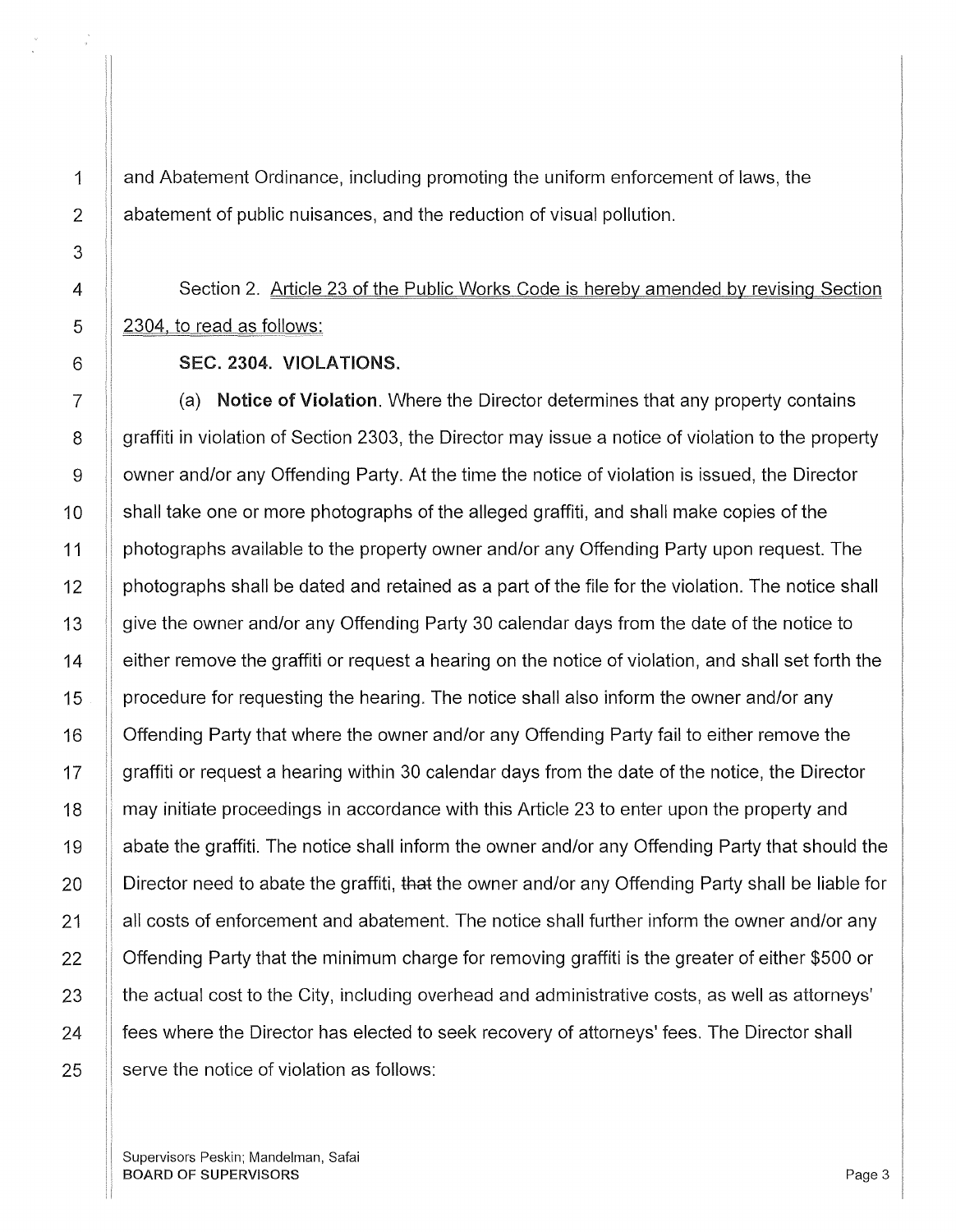and Abatement Ordinance, including promoting the uniform enforcement of laws, the abatement of public nuisances, and the reduction of visual pollution.

Section 2. Article 23 of the Public Works Code is hereby amended by revising Section 2304, to read as follows:

**SEC. 2304. VIOLATIONS.**

(a) **Notice of Violation**. Where the Director determines that any property contains graffiti in violation of Section 2303, the Director may issue a notice of violation to the property owner and/or any Offending Party. At the time the notice of violation is issued, the Director shall take one or more photographs of the alleged graffiti, and shall make copies of the photographs available to the property owner and/or any Offending Party upon request. The photographs shall be dated and retained as a part of the file for the violation. The notice shall give the owner and/or any Offending Party 30 calendar days from the date of the notice to either remove the graffiti or request a hearing on the notice of violation, and shall set forth the procedure for requesting the hearing. The notice shall also inform the owner and/or any Offending Party that where the owner and/or any Offending Party fail to either remove the graffiti or request a hearing within 30 calendar days from the date of the notice, the Director may initiate proceedings in accordance with this Article 23 to enter upon the property and abate the graffiti. The notice shall inform the owner and/or any Offending Party that should the Director need to abate the graffiti, ~~that~~ the owner and/or any Offending Party shall be liable for all costs of enforcement and abatement. The notice shall further inform the owner and/or any Offending Party that the minimum charge for removing graffiti is the greater of either $500 or the actual cost to the City, including overhead and administrative costs, as well as attorneys' fees where the Director has elected to seek recovery of attorneys' fees. The Director shall serve the notice of violation as follows: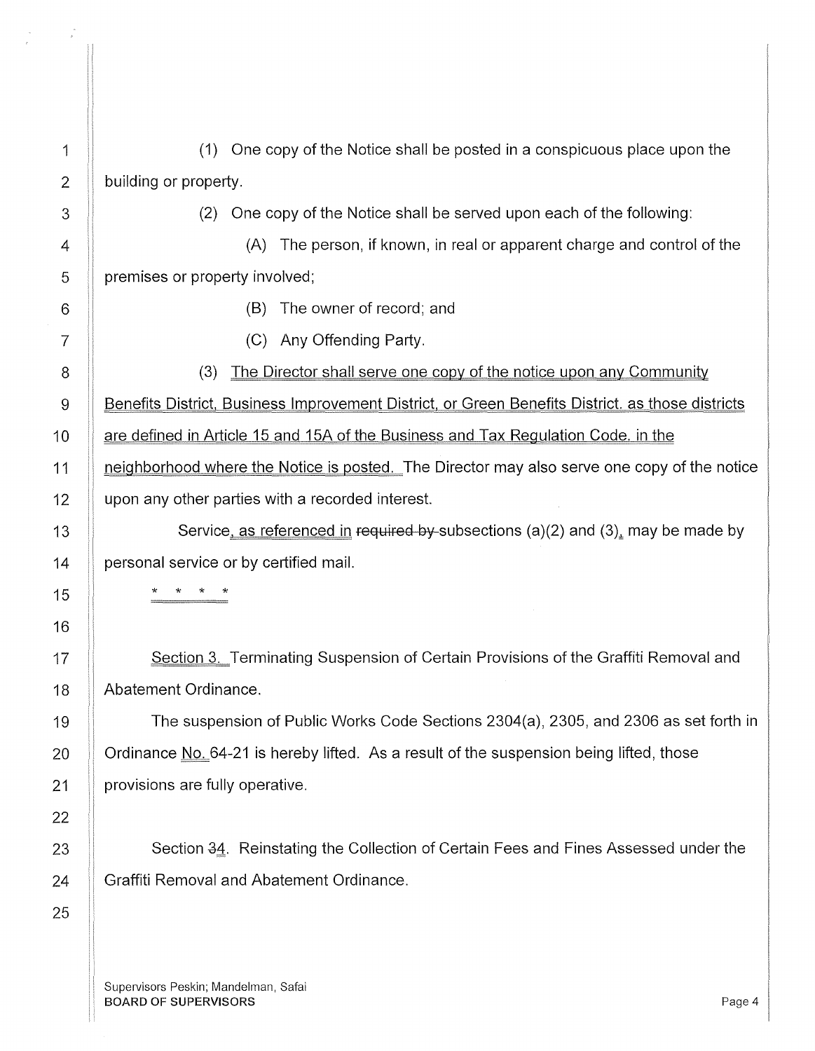(1) One copy of the Notice shall be posted in a conspicuous place upon the building or property.

(2) One copy of the Notice shall be served upon each of the following:

(A) The person, if known, in real or apparent charge and control of the premises or property involved;

(B) The owner of record; and

(C) Any Offending Party.

(3) The Director shall serve one copy of the notice upon any Community Benefits District, Business Improvement District, or Green Benefits District, as those districts are defined in Article 15 and 15A of the Business and Tax Regulation Code, in the neighborhood where the Notice is posted. The Director may also serve one copy of the notice upon any other parties with a recorded interest.

Service, as referenced in ~~required by~~ subsections (a)(2) and (3), may be made by personal service or by certified mail.

\* \* \* \*

Section 3. Terminating Suspension of Certain Provisions of the Graffiti Removal and Abatement Ordinance.

The suspension of Public Works Code Sections 2304(a), 2305, and 2306 as set forth in Ordinance No. 64-21 is hereby lifted. As a result of the suspension being lifted, those provisions are fully operative.

Section ~~3~~4. Reinstating the Collection of Certain Fees and Fines Assessed under the Graffiti Removal and Abatement Ordinance.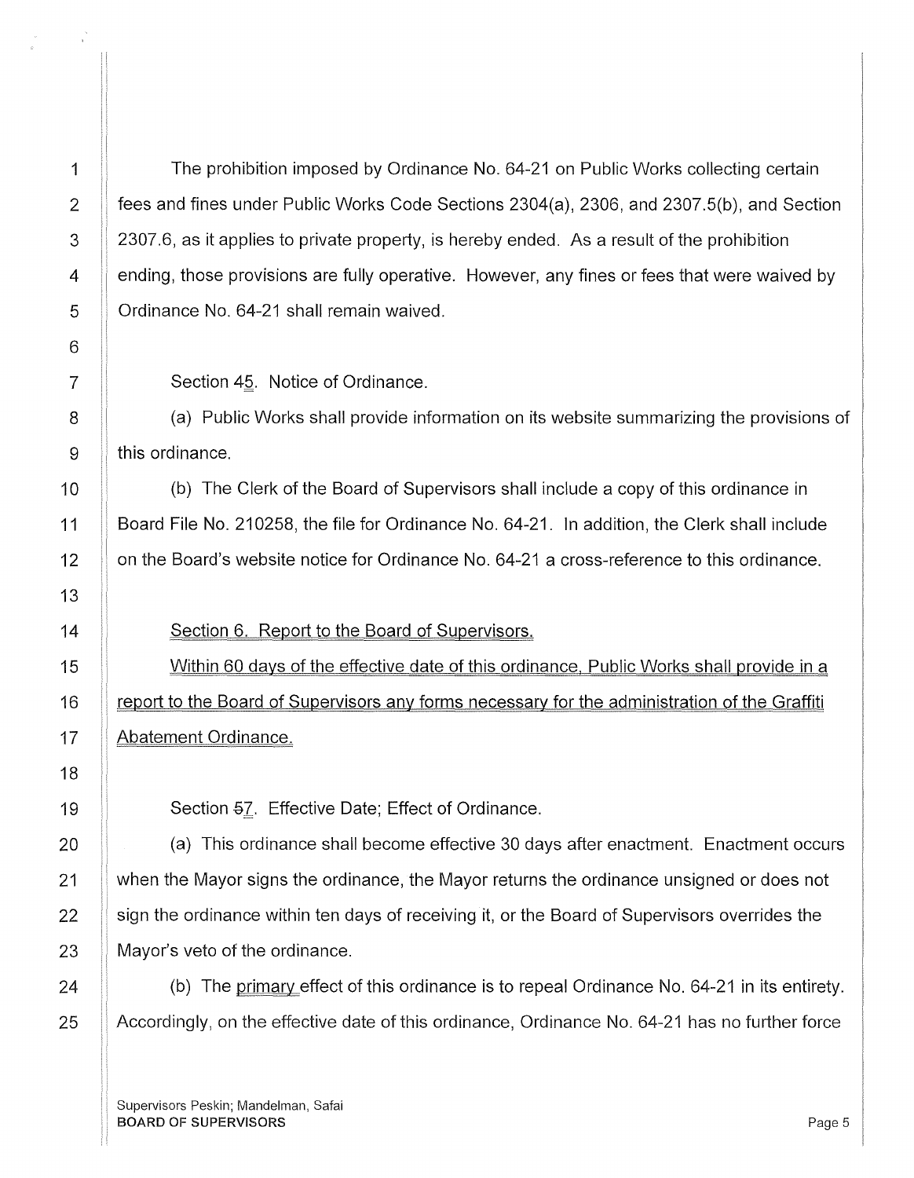The prohibition imposed by Ordinance No. 64-21 on Public Works collecting certain fees and fines under Public Works Code Sections 2304(a), 2306, and 2307.5(b), and Section 2307.6, as it applies to private property, is hereby ended. As a result of the prohibition ending, those provisions are fully operative. However, any fines or fees that were waived by Ordinance No. 64-21 shall remain waived.

Section ~~4~~5. Notice of Ordinance.

(a) Public Works shall provide information on its website summarizing the provisions of this ordinance.

(b) The Clerk of the Board of Supervisors shall include a copy of this ordinance in Board File No. 210258, the file for Ordinance No. 64-21. In addition, the Clerk shall include on the Board's website notice for Ordinance No. 64-21 a cross-reference to this ordinance.

Section 6. Report to the Board of Supervisors.

Within 60 days of the effective date of this ordinance, Public Works shall provide in a report to the Board of Supervisors any forms necessary for the administration of the Graffiti Abatement Ordinance.

Section ~~5~~7. Effective Date; Effect of Ordinance.

(a) This ordinance shall become effective 30 days after enactment. Enactment occurs when the Mayor signs the ordinance, the Mayor returns the ordinance unsigned or does not sign the ordinance within ten days of receiving it, or the Board of Supervisors overrides the Mayor's veto of the ordinance.

(b) The primary effect of this ordinance is to repeal Ordinance No. 64-21 in its entirety. Accordingly, on the effective date of this ordinance, Ordinance No. 64-21 has no further force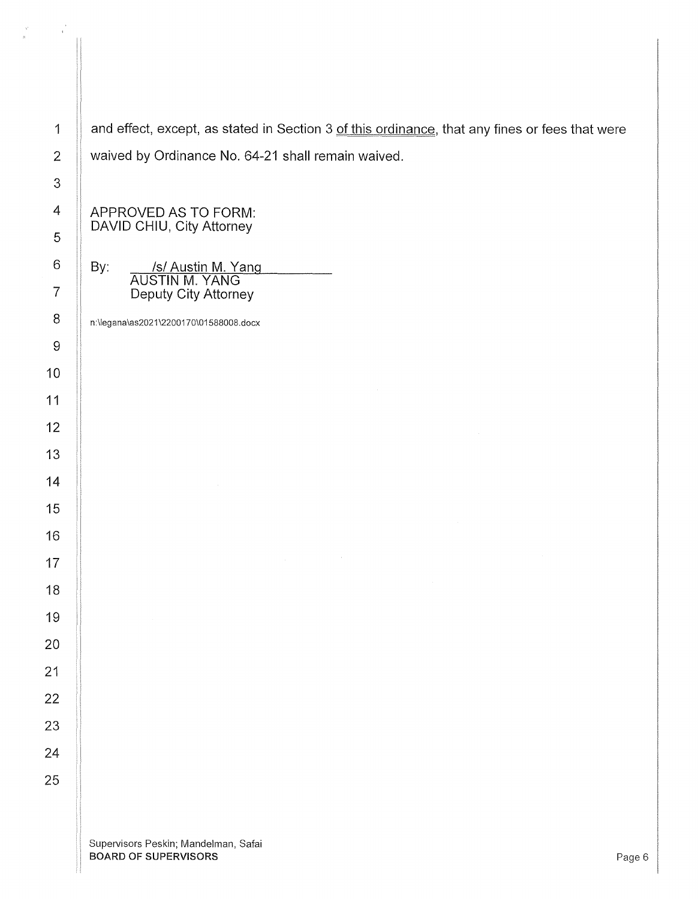and effect, except, as stated in Section 3 <u>of this ordinance</u>, that any fines or fees that were waived by Ordinance No. 64-21 shall remain waived.

APPROVED AS TO FORM:
DAVID CHIU, City Attorney

By: /s/ Austin M. Yang
AUSTIN M. YANG
Deputy City Attorney

n:\legana\as2021\2200170\01588008.docx

Supervisors Peskin; Mandelman, Safai
**BOARD OF SUPERVISORS**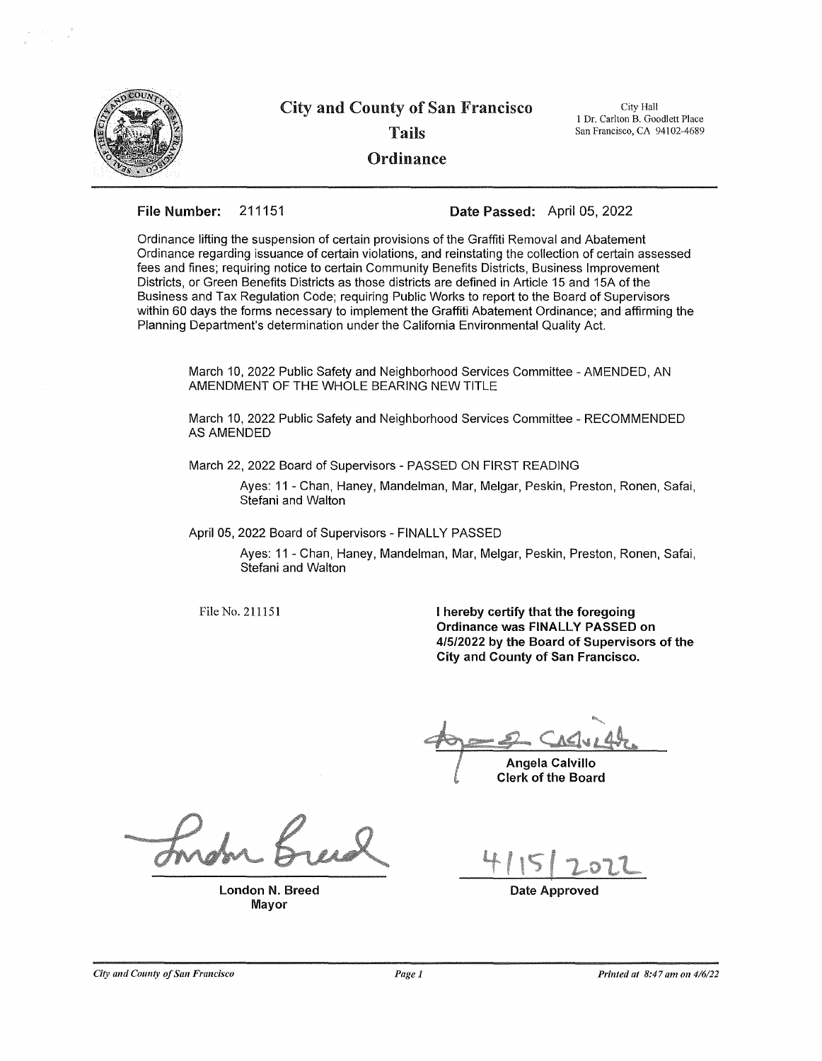# City and County of San Francisco

## Tails

## Ordinance

City Hall
1 Dr. Carlton B. Goodlett Place
San Francisco, CA 94102-4689

**File Number:** 211151 **Date Passed:** April 05, 2022

Ordinance lifting the suspension of certain provisions of the Graffiti Removal and Abatement Ordinance regarding issuance of certain violations, and reinstating the collection of certain assessed fees and fines; requiring notice to certain Community Benefits Districts, Business Improvement Districts, or Green Benefits Districts as those districts are defined in Article 15 and 15A of the Business and Tax Regulation Code; requiring Public Works to report to the Board of Supervisors within 60 days the forms necessary to implement the Graffiti Abatement Ordinance; and affirming the Planning Department's determination under the California Environmental Quality Act.

March 10, 2022 Public Safety and Neighborhood Services Committee - AMENDED, AN AMENDMENT OF THE WHOLE BEARING NEW TITLE

March 10, 2022 Public Safety and Neighborhood Services Committee - RECOMMENDED AS AMENDED

March 22, 2022 Board of Supervisors - PASSED ON FIRST READING

Ayes: 11 - Chan, Haney, Mandelman, Mar, Melgar, Peskin, Preston, Ronen, Safai, Stefani and Walton

April 05, 2022 Board of Supervisors - FINALLY PASSED

Ayes: 11 - Chan, Haney, Mandelman, Mar, Melgar, Peskin, Preston, Ronen, Safai, Stefani and Walton

File No. 211151

**I hereby certify that the foregoing Ordinance was FINALLY PASSED on 4/5/2022 by the Board of Supervisors of the City and County of San Francisco.**

**Angela Calvillo**
**Clerk of the Board**

**London N. Breed**
**Mayor**

4/15/2022
**Date Approved**